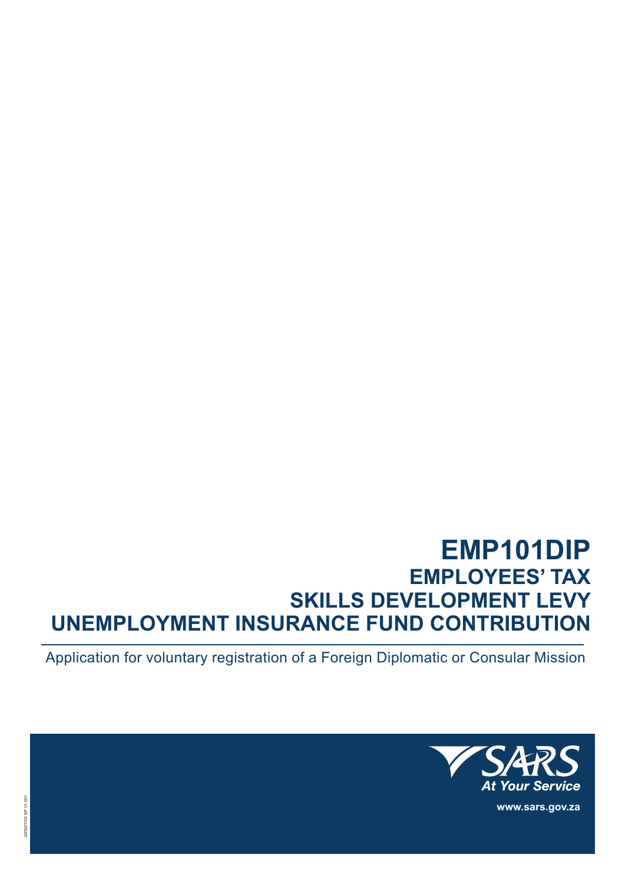# EMP101DIP

## EMPLOYEES' TAX
## SKILLS DEVELOPMENT LEVY
## UNEMPLOYMENT INSURANCE FUND CONTRIBUTION

Application for voluntary registration of a Foreign Diplomatic or Consular Mission

SARS
At Your Service

www.sars.gov.za

2009/07/02 SP V1.001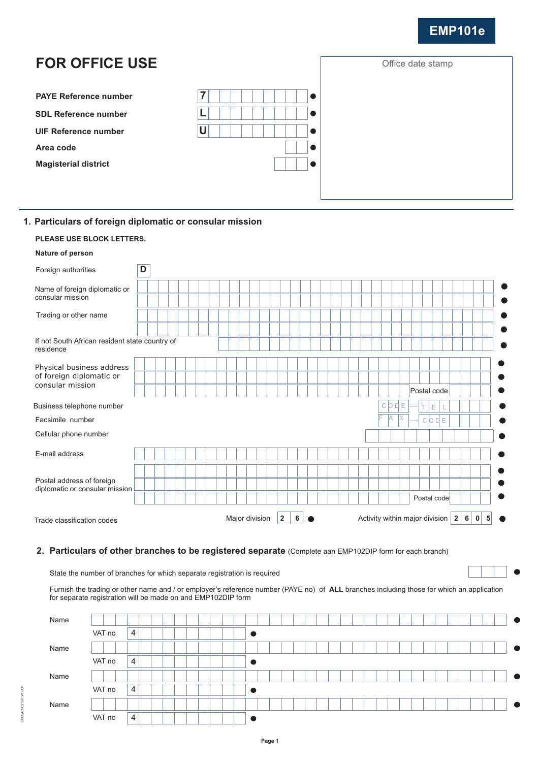**EMP101e**

# FOR OFFICE USE

| | |
|---|---|
| **PAYE Reference number** | 7 |
| **SDL Reference number** | L |
| **UIF Reference number** | U |
| **Area code** | |
| **Magisterial district** | |

Office date stamp

## 1. Particulars of foreign diplomatic or consular mission

**PLEASE USE BLOCK LETTERS.**

**Nature of person**

Foreign authorities: D

Name of foreign diplomatic or consular mission

Trading or other name

If not South African resident state country of residence

Physical business address of foreign diplomatic or consular mission

Postal code

Business telephone number: CODE — TEL

Facsimile number: FAX — CODE

Cellular phone number

E-mail address

Postal address of foreign diplomatic or consular mission

Postal code

Trade classification codes: Major division: 2 6 — Activity within major division: 2 6 0 5

## 2. Particulars of other branches to be registered separate (Complete aan EMP102DIP form for each branch)

State the number of branches for which separate registration is required

Furnish the trading or other name and / or employer's reference number (PAYE no) of **ALL** branches including those for which an application for separate registration will be made on and EMP102DIP form

Name

VAT no: 4

Name

VAT no: 4

Name

VAT no: 4

Name

VAT no: 4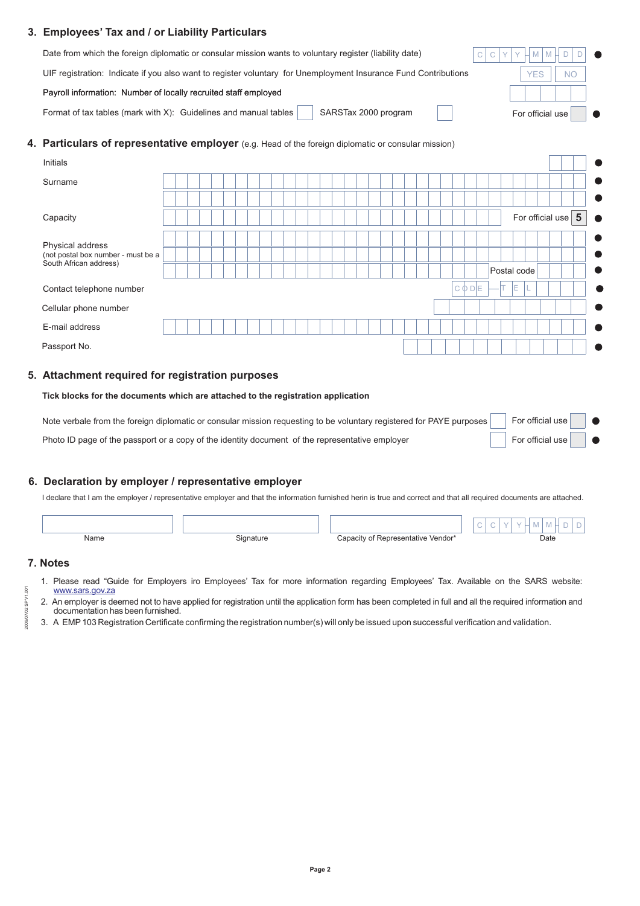## 3. Employees' Tax and / or Liability Particulars

Date from which the foreign diplomatic or consular mission wants to voluntary register (liability date) C C Y Y - M M - D D

UIF registration: Indicate if you also want to register voluntary for Unemployment Insurance Fund Contributions YES NO

Payroll information: Number of locally recruited staff employed

Format of tax tables (mark with X): Guidelines and manual tables ☐ SARSTax 2000 program ☐ For official use ☐

## 4. Particulars of representative employer (e.g. Head of the foreign diplomatic or consular mission)

Initials

Surname

Capacity For official use **5**

Physical address (not postal box number - must be a South African address)

Postal code

Contact telephone number CODE — TEL

Cellular phone number

E-mail address

Passport No.

## 5. Attachment required for registration purposes

**Tick blocks for the documents which are attached to the registration application**

Note verbale from the foreign diplomatic or consular mission requesting to be voluntary registered for PAYE purposes ☐ For official use ☐

Photo ID page of the passport or a copy of the identity document of the representative employer ☐ For official use ☐

## 6. Declaration by employer / representative employer

I declare that I am the employer / representative employer and that the information furnished herin is true and correct and that all required documents are attached.

| Name | Signature | Capacity of Representative Vendor* | Date C C Y Y - M M - D D |
|---|---|---|---|

## 7. Notes

1. Please read "Guide for Employers iro Employees' Tax for more information regarding Employees' Tax. Available on the SARS website: www.sars.gov.za
2. An employer is deemed not to have applied for registration until the application form has been completed in full and all the required information and documentation has been furnished.
3. A EMP 103 Registration Certificate confirming the registration number(s) will only be issued upon successful verification and validation.